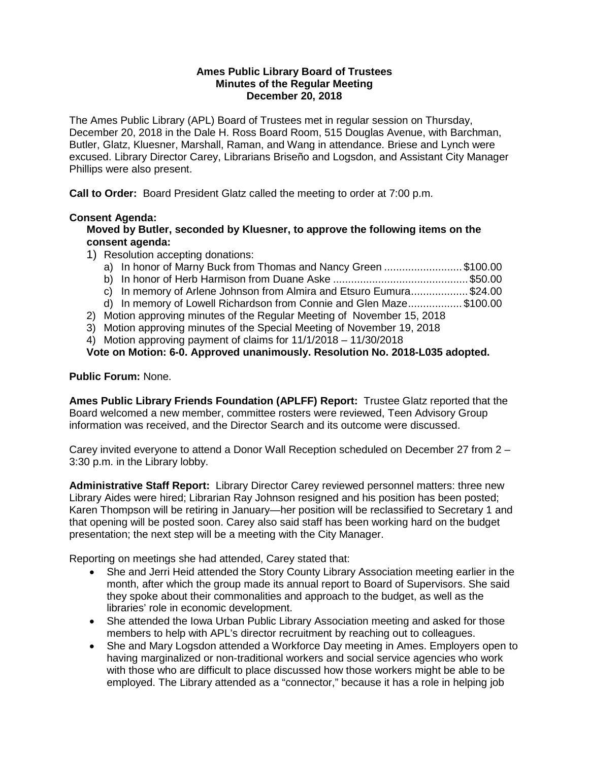**Ames Public Library Board of Trustees**
**Minutes of the Regular Meeting**
**December 20, 2018**

The Ames Public Library (APL) Board of Trustees met in regular session on Thursday, December 20, 2018 in the Dale H. Ross Board Room, 515 Douglas Avenue, with Barchman, Butler, Glatz, Kluesner, Marshall, Raman, and Wang in attendance. Briese and Lynch were excused. Library Director Carey, Librarians Briseño and Logsdon, and Assistant City Manager Phillips were also present.

**Call to Order:** Board President Glatz called the meeting to order at 7:00 p.m.

**Consent Agenda:**

**Moved by Butler, seconded by Kluesner, to approve the following items on the consent agenda:**

1) Resolution accepting donations:
   a) In honor of Marny Buck from Thomas and Nancy Green .......................... $100.00
   b) In honor of Herb Harmison from Duane Aske ............................................ $50.00
   c) In memory of Arlene Johnson from Almira and Etsuro Eumura................... $24.00
   d) In memory of Lowell Richardson from Connie and Glen Maze.................. $100.00
2) Motion approving minutes of the Regular Meeting of November 15, 2018
3) Motion approving minutes of the Special Meeting of November 19, 2018
4) Motion approving payment of claims for 11/1/2018 – 11/30/2018

**Vote on Motion: 6-0. Approved unanimously. Resolution No. 2018-L035 adopted.**

**Public Forum:** None.

**Ames Public Library Friends Foundation (APLFF) Report:** Trustee Glatz reported that the Board welcomed a new member, committee rosters were reviewed, Teen Advisory Group information was received, and the Director Search and its outcome were discussed.

Carey invited everyone to attend a Donor Wall Reception scheduled on December 27 from 2 – 3:30 p.m. in the Library lobby.

**Administrative Staff Report:** Library Director Carey reviewed personnel matters: three new Library Aides were hired; Librarian Ray Johnson resigned and his position has been posted; Karen Thompson will be retiring in January—her position will be reclassified to Secretary 1 and that opening will be posted soon. Carey also said staff has been working hard on the budget presentation; the next step will be a meeting with the City Manager.

Reporting on meetings she had attended, Carey stated that:

- She and Jerri Heid attended the Story County Library Association meeting earlier in the month, after which the group made its annual report to Board of Supervisors. She said they spoke about their commonalities and approach to the budget, as well as the libraries' role in economic development.
- She attended the Iowa Urban Public Library Association meeting and asked for those members to help with APL's director recruitment by reaching out to colleagues.
- She and Mary Logsdon attended a Workforce Day meeting in Ames. Employers open to having marginalized or non-traditional workers and social service agencies who work with those who are difficult to place discussed how those workers might be able to be employed. The Library attended as a "connector," because it has a role in helping job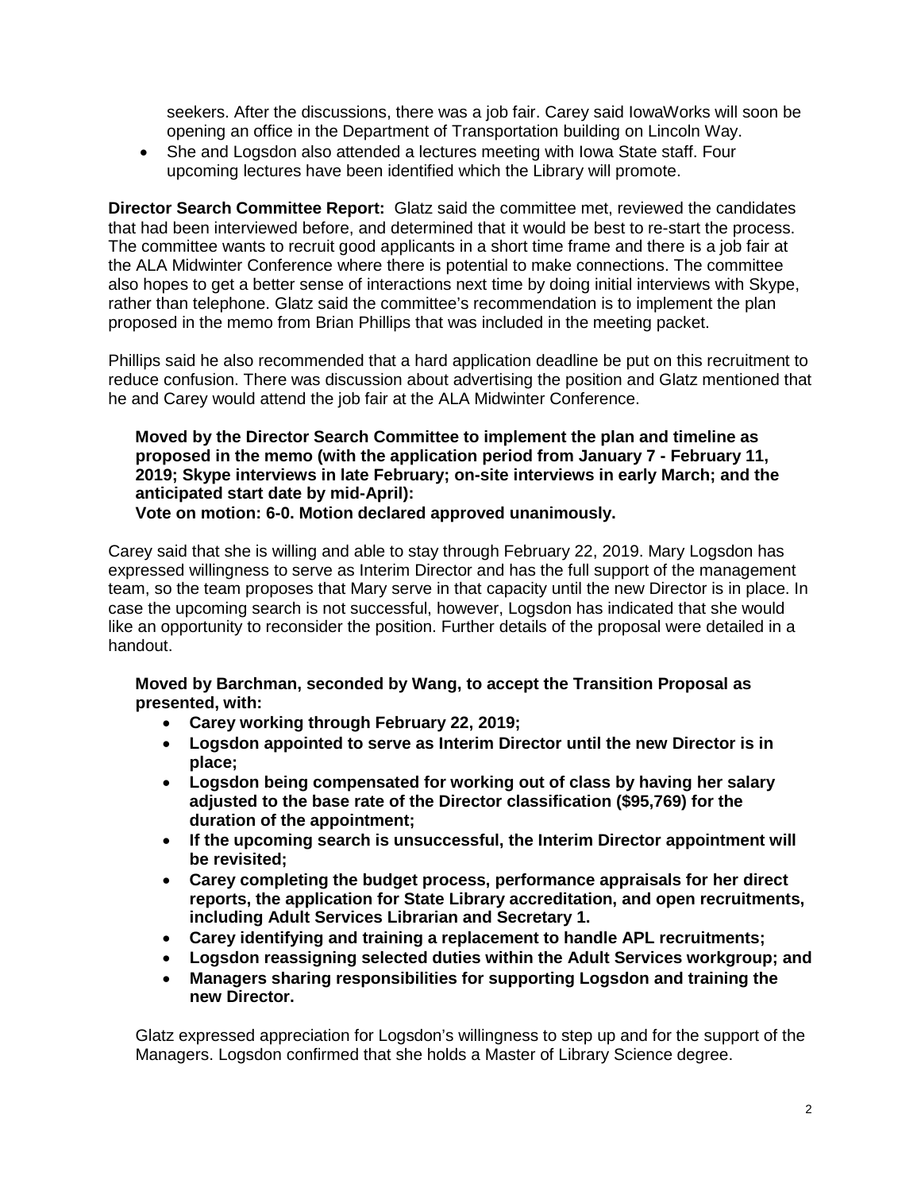seekers. After the discussions, there was a job fair. Carey said IowaWorks will soon be opening an office in the Department of Transportation building on Lincoln Way.

- She and Logsdon also attended a lectures meeting with Iowa State staff. Four upcoming lectures have been identified which the Library will promote.

**Director Search Committee Report:** Glatz said the committee met, reviewed the candidates that had been interviewed before, and determined that it would be best to re-start the process. The committee wants to recruit good applicants in a short time frame and there is a job fair at the ALA Midwinter Conference where there is potential to make connections. The committee also hopes to get a better sense of interactions next time by doing initial interviews with Skype, rather than telephone. Glatz said the committee's recommendation is to implement the plan proposed in the memo from Brian Phillips that was included in the meeting packet.

Phillips said he also recommended that a hard application deadline be put on this recruitment to reduce confusion. There was discussion about advertising the position and Glatz mentioned that he and Carey would attend the job fair at the ALA Midwinter Conference.

**Moved by the Director Search Committee to implement the plan and timeline as proposed in the memo (with the application period from January 7 - February 11, 2019; Skype interviews in late February; on-site interviews in early March; and the anticipated start date by mid-April):**
**Vote on motion: 6-0. Motion declared approved unanimously.**

Carey said that she is willing and able to stay through February 22, 2019. Mary Logsdon has expressed willingness to serve as Interim Director and has the full support of the management team, so the team proposes that Mary serve in that capacity until the new Director is in place. In case the upcoming search is not successful, however, Logsdon has indicated that she would like an opportunity to reconsider the position. Further details of the proposal were detailed in a handout.

**Moved by Barchman, seconded by Wang, to accept the Transition Proposal as presented, with:**

- **Carey working through February 22, 2019;**
- **Logsdon appointed to serve as Interim Director until the new Director is in place;**
- **Logsdon being compensated for working out of class by having her salary adjusted to the base rate of the Director classification ($95,769) for the duration of the appointment;**
- **If the upcoming search is unsuccessful, the Interim Director appointment will be revisited;**
- **Carey completing the budget process, performance appraisals for her direct reports, the application for State Library accreditation, and open recruitments, including Adult Services Librarian and Secretary 1.**
- **Carey identifying and training a replacement to handle APL recruitments;**
- **Logsdon reassigning selected duties within the Adult Services workgroup; and**
- **Managers sharing responsibilities for supporting Logsdon and training the new Director.**

Glatz expressed appreciation for Logsdon's willingness to step up and for the support of the Managers. Logsdon confirmed that she holds a Master of Library Science degree.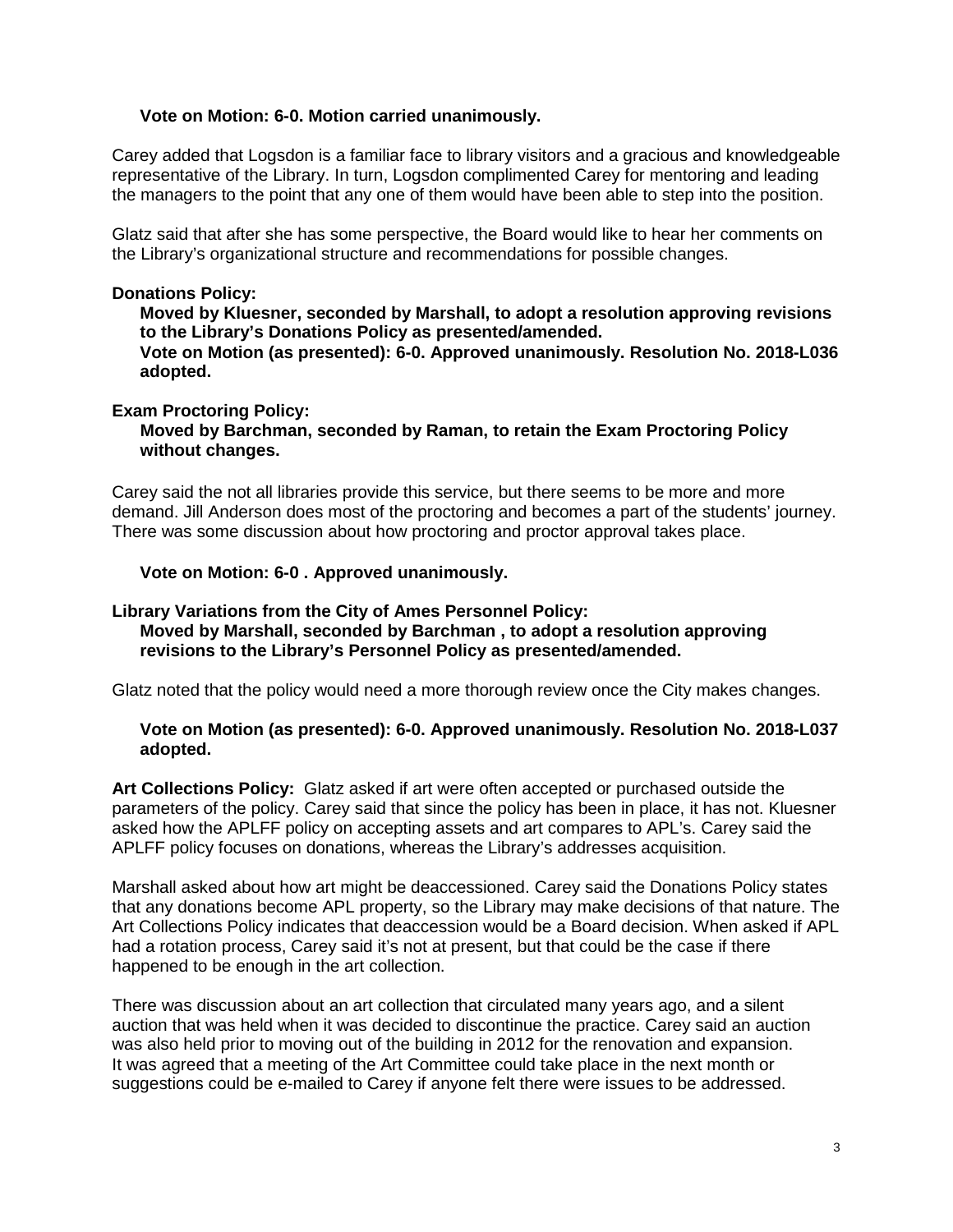**Vote on Motion: 6-0. Motion carried unanimously.**

Carey added that Logsdon is a familiar face to library visitors and a gracious and knowledgeable representative of the Library. In turn, Logsdon complimented Carey for mentoring and leading the managers to the point that any one of them would have been able to step into the position.

Glatz said that after she has some perspective, the Board would like to hear her comments on the Library's organizational structure and recommendations for possible changes.

**Donations Policy:**

**Moved by Kluesner, seconded by Marshall, to adopt a resolution approving revisions to the Library's Donations Policy as presented/amended.**
**Vote on Motion (as presented): 6-0. Approved unanimously. Resolution No. 2018-L036 adopted.**

**Exam Proctoring Policy:**

**Moved by Barchman, seconded by Raman, to retain the Exam Proctoring Policy without changes.**

Carey said the not all libraries provide this service, but there seems to be more and more demand. Jill Anderson does most of the proctoring and becomes a part of the students' journey. There was some discussion about how proctoring and proctor approval takes place.

**Vote on Motion: 6-0 . Approved unanimously.**

**Library Variations from the City of Ames Personnel Policy:**

**Moved by Marshall, seconded by Barchman , to adopt a resolution approving revisions to the Library's Personnel Policy as presented/amended.**

Glatz noted that the policy would need a more thorough review once the City makes changes.

**Vote on Motion (as presented): 6-0. Approved unanimously. Resolution No. 2018-L037 adopted.**

**Art Collections Policy:** Glatz asked if art were often accepted or purchased outside the parameters of the policy. Carey said that since the policy has been in place, it has not. Kluesner asked how the APLFF policy on accepting assets and art compares to APL's. Carey said the APLFF policy focuses on donations, whereas the Library's addresses acquisition.

Marshall asked about how art might be deaccessioned. Carey said the Donations Policy states that any donations become APL property, so the Library may make decisions of that nature. The Art Collections Policy indicates that deaccession would be a Board decision. When asked if APL had a rotation process, Carey said it's not at present, but that could be the case if there happened to be enough in the art collection.

There was discussion about an art collection that circulated many years ago, and a silent auction that was held when it was decided to discontinue the practice. Carey said an auction was also held prior to moving out of the building in 2012 for the renovation and expansion. It was agreed that a meeting of the Art Committee could take place in the next month or suggestions could be e-mailed to Carey if anyone felt there were issues to be addressed.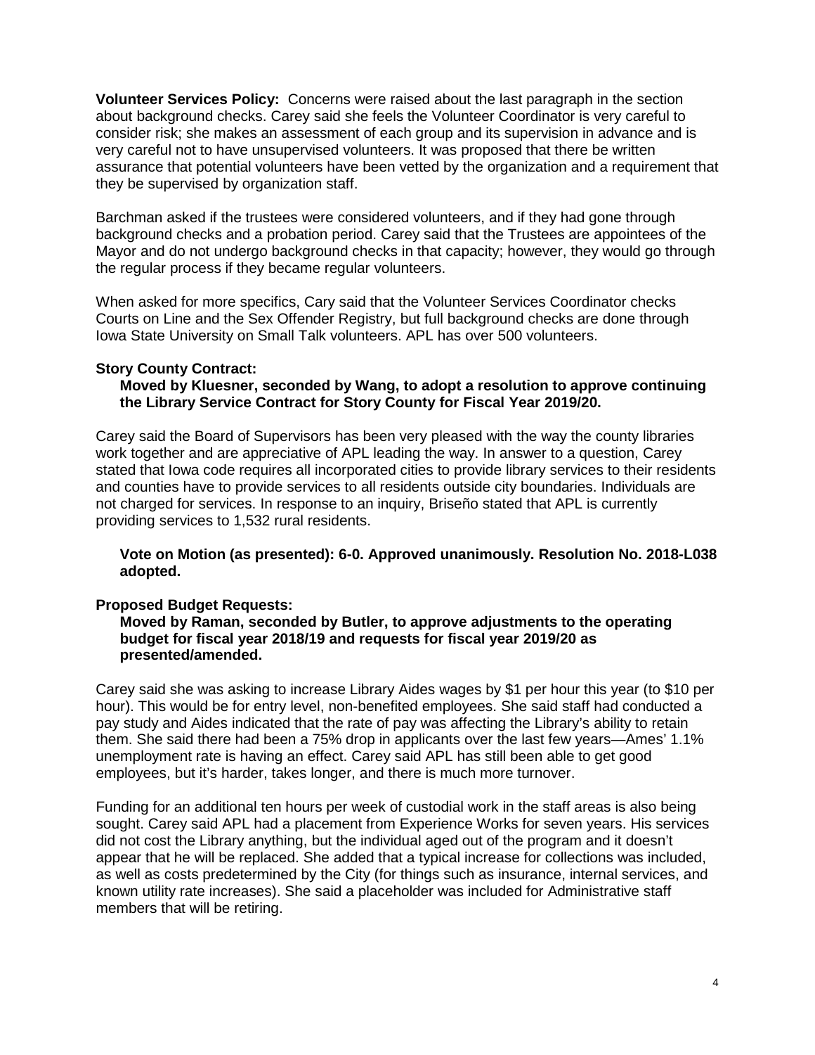**Volunteer Services Policy:** Concerns were raised about the last paragraph in the section about background checks. Carey said she feels the Volunteer Coordinator is very careful to consider risk; she makes an assessment of each group and its supervision in advance and is very careful not to have unsupervised volunteers. It was proposed that there be written assurance that potential volunteers have been vetted by the organization and a requirement that they be supervised by organization staff.

Barchman asked if the trustees were considered volunteers, and if they had gone through background checks and a probation period. Carey said that the Trustees are appointees of the Mayor and do not undergo background checks in that capacity; however, they would go through the regular process if they became regular volunteers.

When asked for more specifics, Cary said that the Volunteer Services Coordinator checks Courts on Line and the Sex Offender Registry, but full background checks are done through Iowa State University on Small Talk volunteers. APL has over 500 volunteers.

**Story County Contract:**

> **Moved by Kluesner, seconded by Wang, to adopt a resolution to approve continuing the Library Service Contract for Story County for Fiscal Year 2019/20.**

Carey said the Board of Supervisors has been very pleased with the way the county libraries work together and are appreciative of APL leading the way. In answer to a question, Carey stated that Iowa code requires all incorporated cities to provide library services to their residents and counties have to provide services to all residents outside city boundaries. Individuals are not charged for services. In response to an inquiry, Briseño stated that APL is currently providing services to 1,532 rural residents.

> **Vote on Motion (as presented): 6-0. Approved unanimously. Resolution No. 2018-L038 adopted.**

**Proposed Budget Requests:**

> **Moved by Raman, seconded by Butler, to approve adjustments to the operating budget for fiscal year 2018/19 and requests for fiscal year 2019/20 as presented/amended.**

Carey said she was asking to increase Library Aides wages by $1 per hour this year (to $10 per hour). This would be for entry level, non-benefited employees. She said staff had conducted a pay study and Aides indicated that the rate of pay was affecting the Library's ability to retain them. She said there had been a 75% drop in applicants over the last few years—Ames' 1.1% unemployment rate is having an effect. Carey said APL has still been able to get good employees, but it's harder, takes longer, and there is much more turnover.

Funding for an additional ten hours per week of custodial work in the staff areas is also being sought. Carey said APL had a placement from Experience Works for seven years. His services did not cost the Library anything, but the individual aged out of the program and it doesn't appear that he will be replaced. She added that a typical increase for collections was included, as well as costs predetermined by the City (for things such as insurance, internal services, and known utility rate increases). She said a placeholder was included for Administrative staff members that will be retiring.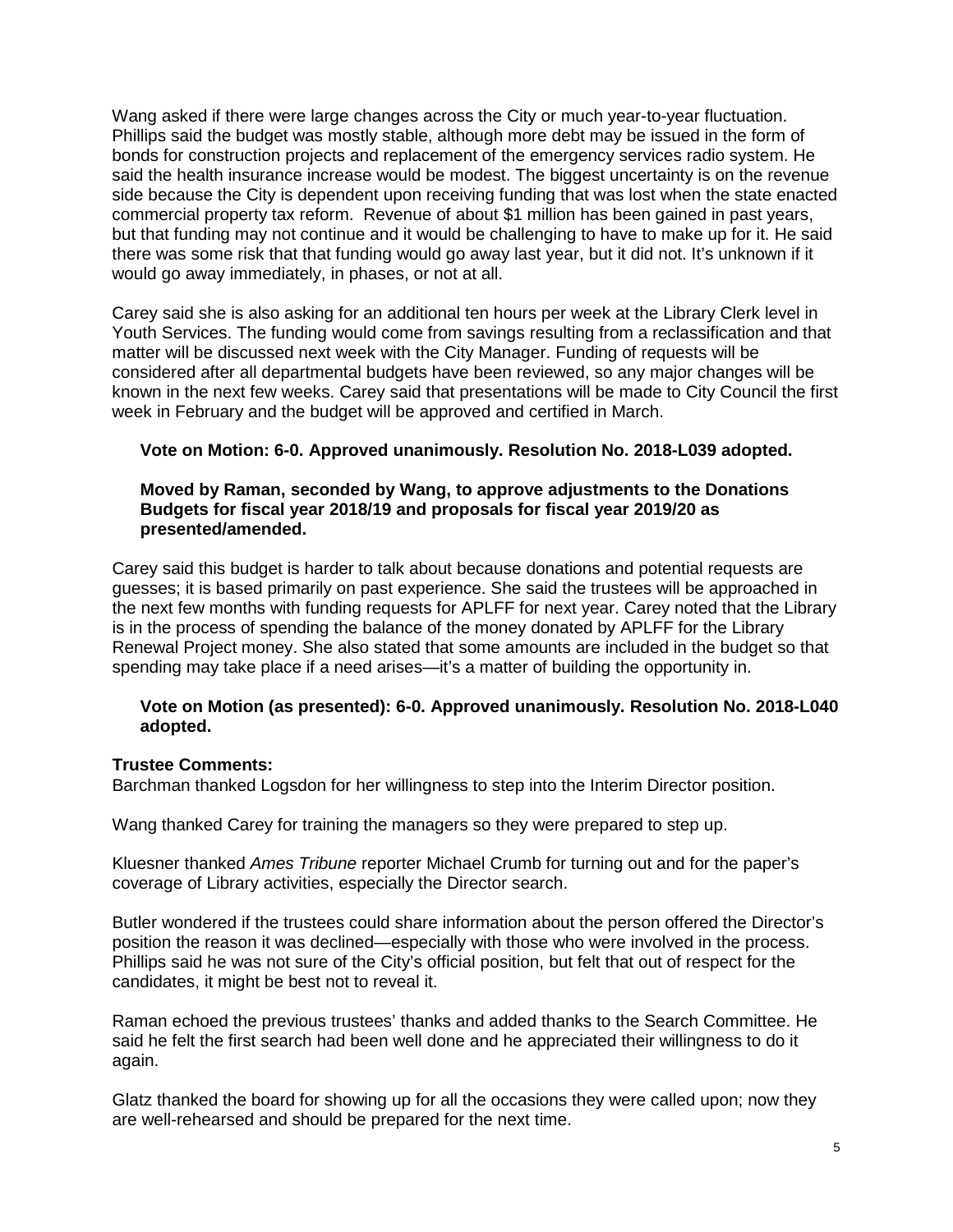Wang asked if there were large changes across the City or much year-to-year fluctuation. Phillips said the budget was mostly stable, although more debt may be issued in the form of bonds for construction projects and replacement of the emergency services radio system. He said the health insurance increase would be modest. The biggest uncertainty is on the revenue side because the City is dependent upon receiving funding that was lost when the state enacted commercial property tax reform. Revenue of about $1 million has been gained in past years, but that funding may not continue and it would be challenging to have to make up for it. He said there was some risk that that funding would go away last year, but it did not. It's unknown if it would go away immediately, in phases, or not at all.

Carey said she is also asking for an additional ten hours per week at the Library Clerk level in Youth Services. The funding would come from savings resulting from a reclassification and that matter will be discussed next week with the City Manager. Funding of requests will be considered after all departmental budgets have been reviewed, so any major changes will be known in the next few weeks. Carey said that presentations will be made to City Council the first week in February and the budget will be approved and certified in March.

**Vote on Motion: 6-0. Approved unanimously. Resolution No. 2018-L039 adopted.**

**Moved by Raman, seconded by Wang, to approve adjustments to the Donations Budgets for fiscal year 2018/19 and proposals for fiscal year 2019/20 as presented/amended.**

Carey said this budget is harder to talk about because donations and potential requests are guesses; it is based primarily on past experience. She said the trustees will be approached in the next few months with funding requests for APLFF for next year. Carey noted that the Library is in the process of spending the balance of the money donated by APLFF for the Library Renewal Project money. She also stated that some amounts are included in the budget so that spending may take place if a need arises—it's a matter of building the opportunity in.

**Vote on Motion (as presented): 6-0. Approved unanimously. Resolution No. 2018-L040 adopted.**

**Trustee Comments:**

Barchman thanked Logsdon for her willingness to step into the Interim Director position.

Wang thanked Carey for training the managers so they were prepared to step up.

Kluesner thanked *Ames Tribune* reporter Michael Crumb for turning out and for the paper's coverage of Library activities, especially the Director search.

Butler wondered if the trustees could share information about the person offered the Director's position the reason it was declined—especially with those who were involved in the process. Phillips said he was not sure of the City's official position, but felt that out of respect for the candidates, it might be best not to reveal it.

Raman echoed the previous trustees' thanks and added thanks to the Search Committee. He said he felt the first search had been well done and he appreciated their willingness to do it again.

Glatz thanked the board for showing up for all the occasions they were called upon; now they are well-rehearsed and should be prepared for the next time.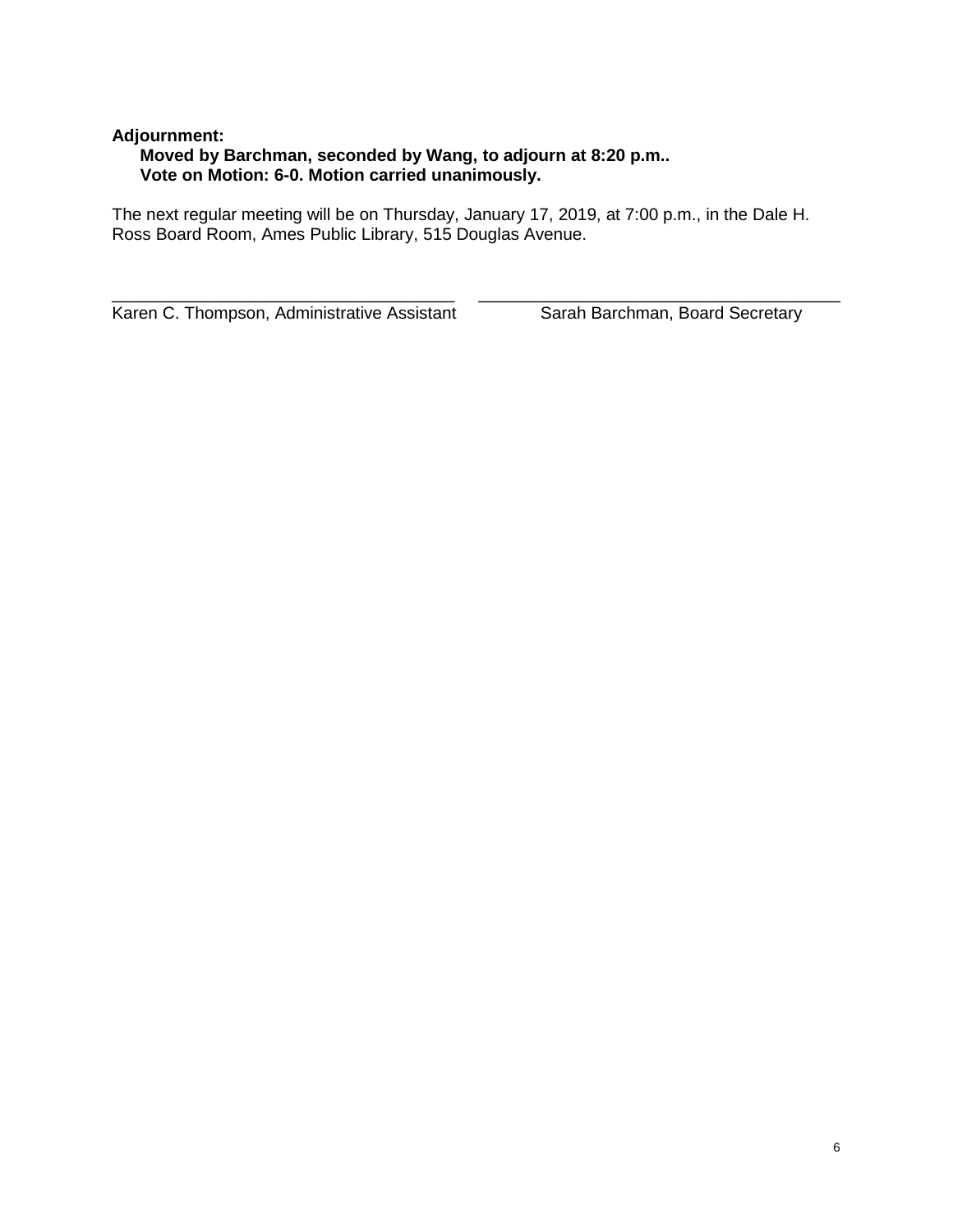**Adjournment:**

**Moved by Barchman, seconded by Wang, to adjourn at 8:20 p.m..**
**Vote on Motion: 6-0. Motion carried unanimously.**

The next regular meeting will be on Thursday, January 17, 2019, at 7:00 p.m., in the Dale H. Ross Board Room, Ames Public Library, 515 Douglas Avenue.

\_\_\_\_\_\_\_\_\_\_\_\_\_\_\_\_\_\_\_\_\_\_\_\_\_\_\_\_\_\_\_\_\_\_\_\_\_
Karen C. Thompson, Administrative Assistant

\_\_\_\_\_\_\_\_\_\_\_\_\_\_\_\_\_\_\_\_\_\_\_\_\_\_\_\_\_\_\_\_\_\_\_\_\_
Sarah Barchman, Board Secretary